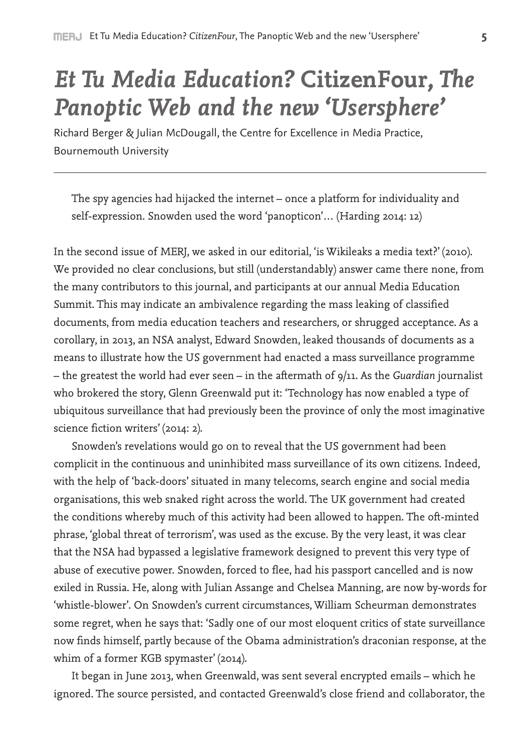# *Et Tu Media Education?* CitizenFour, *The Panoptic Web and the new 'Usersphere'*

Richard Berger & Julian McDougall, the Centre for Excellence in Media Practice, Bournemouth University

> The spy agencies had hijacked the internet – once a platform for individuality and self-expression. Snowden used the word 'panopticon'… (Harding 2014: 12)

In the second issue of MERJ, we asked in our editorial, 'is Wikileaks a media text?' (2010). We provided no clear conclusions, but still (understandably) answer came there none, from the many contributors to this journal, and participants at our annual Media Education Summit. This may indicate an ambivalence regarding the mass leaking of classified documents, from media education teachers and researchers, or shrugged acceptance. As a corollary, in 2013, an NSA analyst, Edward Snowden, leaked thousands of documents as a means to illustrate how the US government had enacted a mass surveillance programme – the greatest the world had ever seen – in the aftermath of 9/11. As the *Guardian* journalist who brokered the story, Glenn Greenwald put it: 'Technology has now enabled a type of ubiquitous surveillance that had previously been the province of only the most imaginative science fiction writers' (2014: 2).

Snowden's revelations would go on to reveal that the US government had been complicit in the continuous and uninhibited mass surveillance of its own citizens. Indeed, with the help of 'back-doors' situated in many telecoms, search engine and social media organisations, this web snaked right across the world. The UK government had created the conditions whereby much of this activity had been allowed to happen. The oft-minted phrase, 'global threat of terrorism', was used as the excuse. By the very least, it was clear that the NSA had bypassed a legislative framework designed to prevent this very type of abuse of executive power. Snowden, forced to flee, had his passport cancelled and is now exiled in Russia. He, along with Julian Assange and Chelsea Manning, are now by-words for 'whistle-blower'. On Snowden's current circumstances, William Scheurman demonstrates some regret, when he says that: 'Sadly one of our most eloquent critics of state surveillance now finds himself, partly because of the Obama administration's draconian response, at the whim of a former KGB spymaster' (2014).

It began in June 2013, when Greenwald, was sent several encrypted emails – which he ignored. The source persisted, and contacted Greenwald's close friend and collaborator, the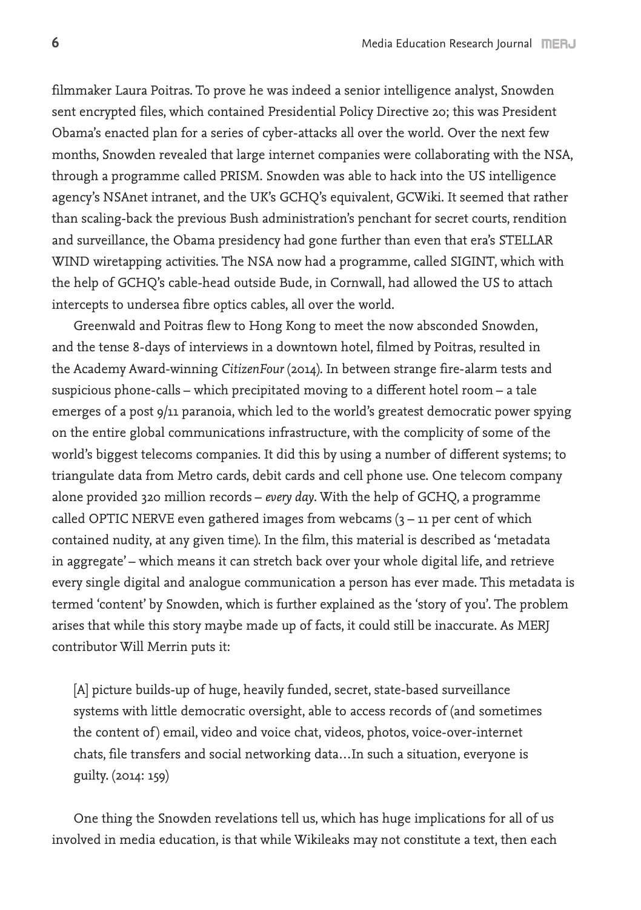filmmaker Laura Poitras. To prove he was indeed a senior intelligence analyst, Snowden sent encrypted files, which contained Presidential Policy Directive 20; this was President Obama's enacted plan for a series of cyber-attacks all over the world. Over the next few months, Snowden revealed that large internet companies were collaborating with the NSA, through a programme called PRISM. Snowden was able to hack into the US intelligence agency's NSAnet intranet, and the UK's GCHQ's equivalent, GCWiki. It seemed that rather than scaling-back the previous Bush administration's penchant for secret courts, rendition and surveillance, the Obama presidency had gone further than even that era's STELLAR WIND wiretapping activities. The NSA now had a programme, called SIGINT, which with the help of GCHQ's cable-head outside Bude, in Cornwall, had allowed the US to attach intercepts to undersea fibre optics cables, all over the world.

Greenwald and Poitras flew to Hong Kong to meet the now absconded Snowden, and the tense 8-days of interviews in a downtown hotel, filmed by Poitras, resulted in the Academy Award-winning *CitizenFour* (2014). In between strange fire-alarm tests and suspicious phone-calls – which precipitated moving to a different hotel room – a tale emerges of a post 9/11 paranoia, which led to the world's greatest democratic power spying on the entire global communications infrastructure, with the complicity of some of the world's biggest telecoms companies. It did this by using a number of different systems; to triangulate data from Metro cards, debit cards and cell phone use. One telecom company alone provided 320 million records – *every day*. With the help of GCHQ, a programme called OPTIC NERVE even gathered images from webcams (3 – 11 per cent of which contained nudity, at any given time). In the film, this material is described as 'metadata in aggregate' – which means it can stretch back over your whole digital life, and retrieve every single digital and analogue communication a person has ever made. This metadata is termed 'content' by Snowden, which is further explained as the 'story of you'. The problem arises that while this story maybe made up of facts, it could still be inaccurate. As MERJ contributor Will Merrin puts it:

> [A] picture builds-up of huge, heavily funded, secret, state-based surveillance systems with little democratic oversight, able to access records of (and sometimes the content of) email, video and voice chat, videos, photos, voice-over-internet chats, file transfers and social networking data…In such a situation, everyone is guilty. (2014: 159)

One thing the Snowden revelations tell us, which has huge implications for all of us involved in media education, is that while Wikileaks may not constitute a text, then each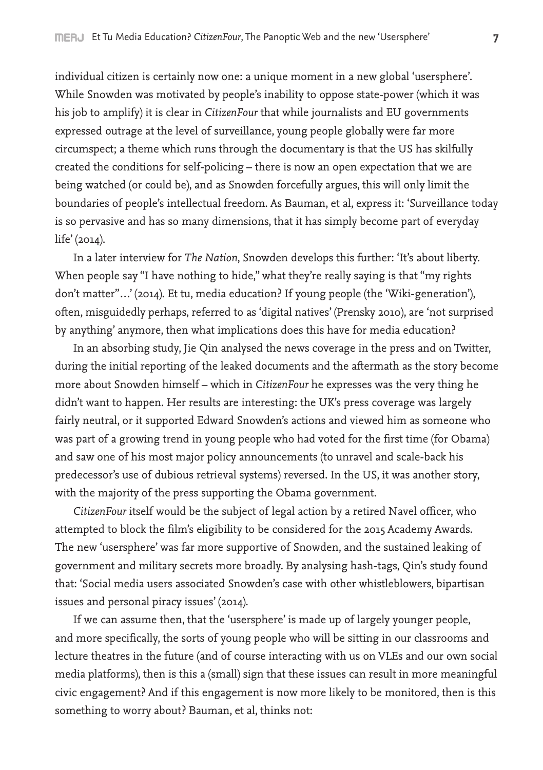individual citizen is certainly now one: a unique moment in a new global 'usersphere'. While Snowden was motivated by people's inability to oppose state-power (which it was his job to amplify) it is clear in *CitizenFour* that while journalists and EU governments expressed outrage at the level of surveillance, young people globally were far more circumspect; a theme which runs through the documentary is that the US has skilfully created the conditions for self-policing – there is now an open expectation that we are being watched (or could be), and as Snowden forcefully argues, this will only limit the boundaries of people's intellectual freedom. As Bauman, et al, express it: 'Surveillance today is so pervasive and has so many dimensions, that it has simply become part of everyday life' (2014).

In a later interview for *The Nation*, Snowden develops this further: 'It's about liberty. When people say "I have nothing to hide," what they're really saying is that "my rights don't matter"…' (2014). Et tu, media education? If young people (the 'Wiki-generation'), often, misguidedly perhaps, referred to as 'digital natives' (Prensky 2010), are 'not surprised by anything' anymore, then what implications does this have for media education?

In an absorbing study, Jie Qin analysed the news coverage in the press and on Twitter, during the initial reporting of the leaked documents and the aftermath as the story become more about Snowden himself – which in *CitizenFour* he expresses was the very thing he didn't want to happen. Her results are interesting: the UK's press coverage was largely fairly neutral, or it supported Edward Snowden's actions and viewed him as someone who was part of a growing trend in young people who had voted for the first time (for Obama) and saw one of his most major policy announcements (to unravel and scale-back his predecessor's use of dubious retrieval systems) reversed. In the US, it was another story, with the majority of the press supporting the Obama government.

*CitizenFour* itself would be the subject of legal action by a retired Navel officer, who attempted to block the film's eligibility to be considered for the 2015 Academy Awards. The new 'usersphere' was far more supportive of Snowden, and the sustained leaking of government and military secrets more broadly. By analysing hash-tags, Qin's study found that: 'Social media users associated Snowden's case with other whistleblowers, bipartisan issues and personal piracy issues' (2014).

If we can assume then, that the 'usersphere' is made up of largely younger people, and more specifically, the sorts of young people who will be sitting in our classrooms and lecture theatres in the future (and of course interacting with us on VLEs and our own social media platforms), then is this a (small) sign that these issues can result in more meaningful civic engagement? And if this engagement is now more likely to be monitored, then is this something to worry about? Bauman, et al, thinks not: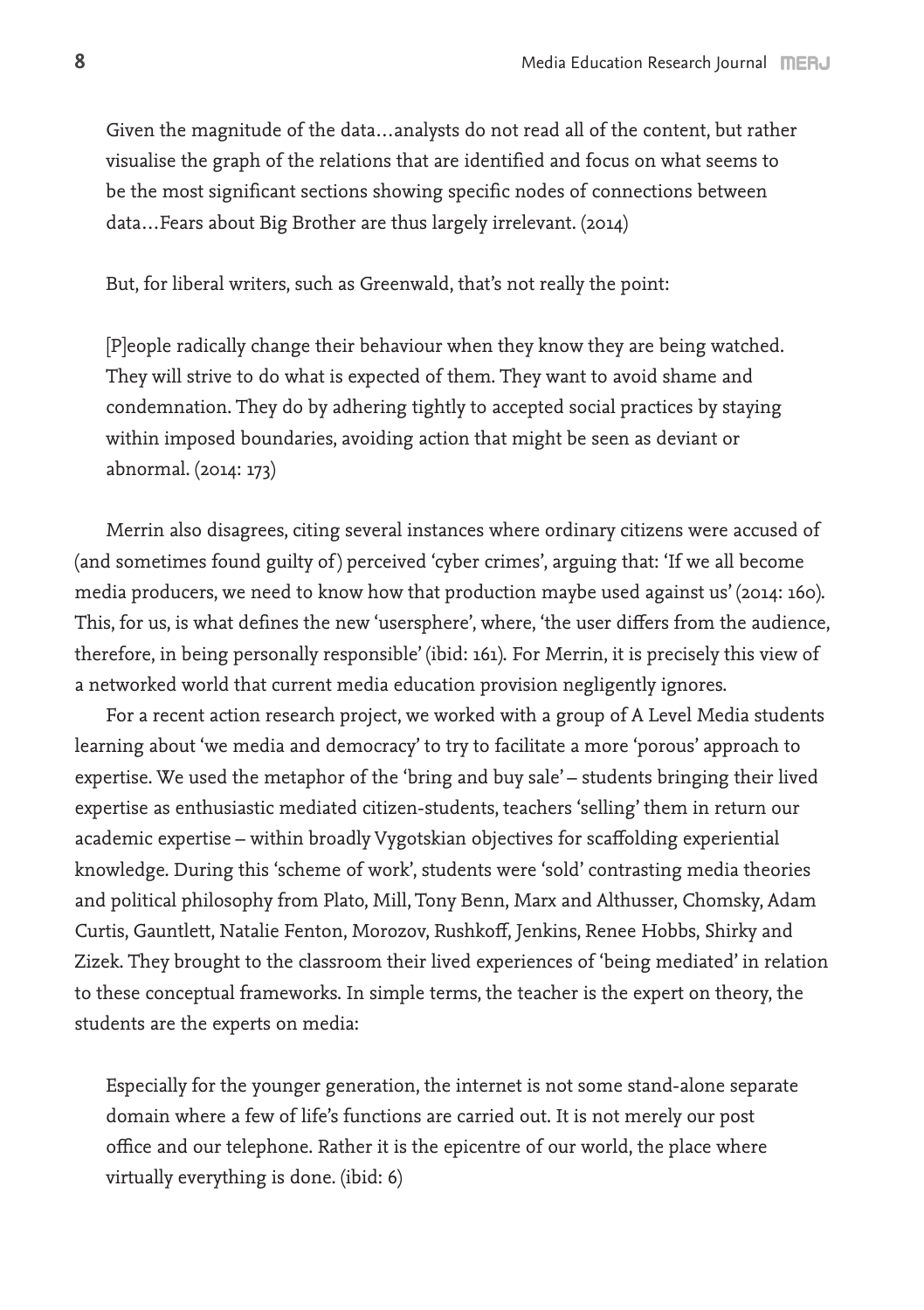> Given the magnitude of the data…analysts do not read all of the content, but rather visualise the graph of the relations that are identified and focus on what seems to be the most significant sections showing specific nodes of connections between data…Fears about Big Brother are thus largely irrelevant. (2014)

But, for liberal writers, such as Greenwald, that's not really the point:

> [P]eople radically change their behaviour when they know they are being watched. They will strive to do what is expected of them. They want to avoid shame and condemnation. They do by adhering tightly to accepted social practices by staying within imposed boundaries, avoiding action that might be seen as deviant or abnormal. (2014: 173)

Merrin also disagrees, citing several instances where ordinary citizens were accused of (and sometimes found guilty of) perceived 'cyber crimes', arguing that: 'If we all become media producers, we need to know how that production maybe used against us' (2014: 160). This, for us, is what defines the new 'usersphere', where, 'the user differs from the audience, therefore, in being personally responsible' (ibid: 161). For Merrin, it is precisely this view of a networked world that current media education provision negligently ignores.

For a recent action research project, we worked with a group of A Level Media students learning about 'we media and democracy' to try to facilitate a more 'porous' approach to expertise. We used the metaphor of the 'bring and buy sale' – students bringing their lived expertise as enthusiastic mediated citizen-students, teachers 'selling' them in return our academic expertise – within broadly Vygotskian objectives for scaffolding experiential knowledge. During this 'scheme of work', students were 'sold' contrasting media theories and political philosophy from Plato, Mill, Tony Benn, Marx and Althusser, Chomsky, Adam Curtis, Gauntlett, Natalie Fenton, Morozov, Rushkoff, Jenkins, Renee Hobbs, Shirky and Zizek. They brought to the classroom their lived experiences of 'being mediated' in relation to these conceptual frameworks. In simple terms, the teacher is the expert on theory, the students are the experts on media:

> Especially for the younger generation, the internet is not some stand-alone separate domain where a few of life's functions are carried out. It is not merely our post office and our telephone. Rather it is the epicentre of our world, the place where virtually everything is done. (ibid: 6)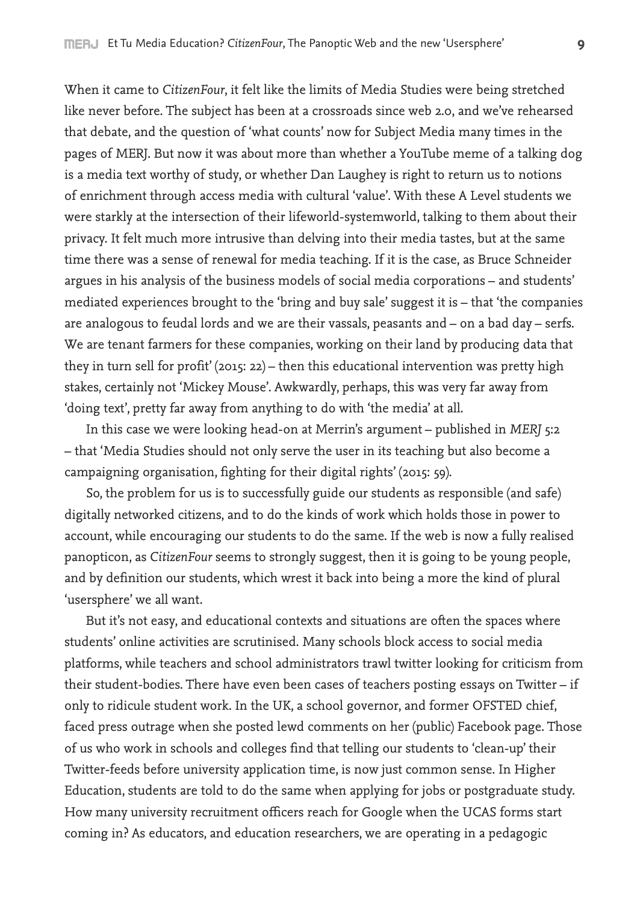When it came to *CitizenFour*, it felt like the limits of Media Studies were being stretched like never before. The subject has been at a crossroads since web 2.0, and we've rehearsed that debate, and the question of 'what counts' now for Subject Media many times in the pages of MERJ. But now it was about more than whether a YouTube meme of a talking dog is a media text worthy of study, or whether Dan Laughey is right to return us to notions of enrichment through access media with cultural 'value'. With these A Level students we were starkly at the intersection of their lifeworld-systemworld, talking to them about their privacy. It felt much more intrusive than delving into their media tastes, but at the same time there was a sense of renewal for media teaching. If it is the case, as Bruce Schneider argues in his analysis of the business models of social media corporations – and students' mediated experiences brought to the 'bring and buy sale' suggest it is – that 'the companies are analogous to feudal lords and we are their vassals, peasants and – on a bad day – serfs. We are tenant farmers for these companies, working on their land by producing data that they in turn sell for profit' (2015: 22) – then this educational intervention was pretty high stakes, certainly not 'Mickey Mouse'. Awkwardly, perhaps, this was very far away from 'doing text', pretty far away from anything to do with 'the media' at all.

In this case we were looking head-on at Merrin's argument – published in *MERJ* 5:2 – that 'Media Studies should not only serve the user in its teaching but also become a campaigning organisation, fighting for their digital rights' (2015: 59).

So, the problem for us is to successfully guide our students as responsible (and safe) digitally networked citizens, and to do the kinds of work which holds those in power to account, while encouraging our students to do the same. If the web is now a fully realised panopticon, as *CitizenFour* seems to strongly suggest, then it is going to be young people, and by definition our students, which wrest it back into being a more the kind of plural 'usersphere' we all want.

But it's not easy, and educational contexts and situations are often the spaces where students' online activities are scrutinised. Many schools block access to social media platforms, while teachers and school administrators trawl twitter looking for criticism from their student-bodies. There have even been cases of teachers posting essays on Twitter – if only to ridicule student work. In the UK, a school governor, and former OFSTED chief, faced press outrage when she posted lewd comments on her (public) Facebook page. Those of us who work in schools and colleges find that telling our students to 'clean-up' their Twitter-feeds before university application time, is now just common sense. In Higher Education, students are told to do the same when applying for jobs or postgraduate study. How many university recruitment officers reach for Google when the UCAS forms start coming in? As educators, and education researchers, we are operating in a pedagogic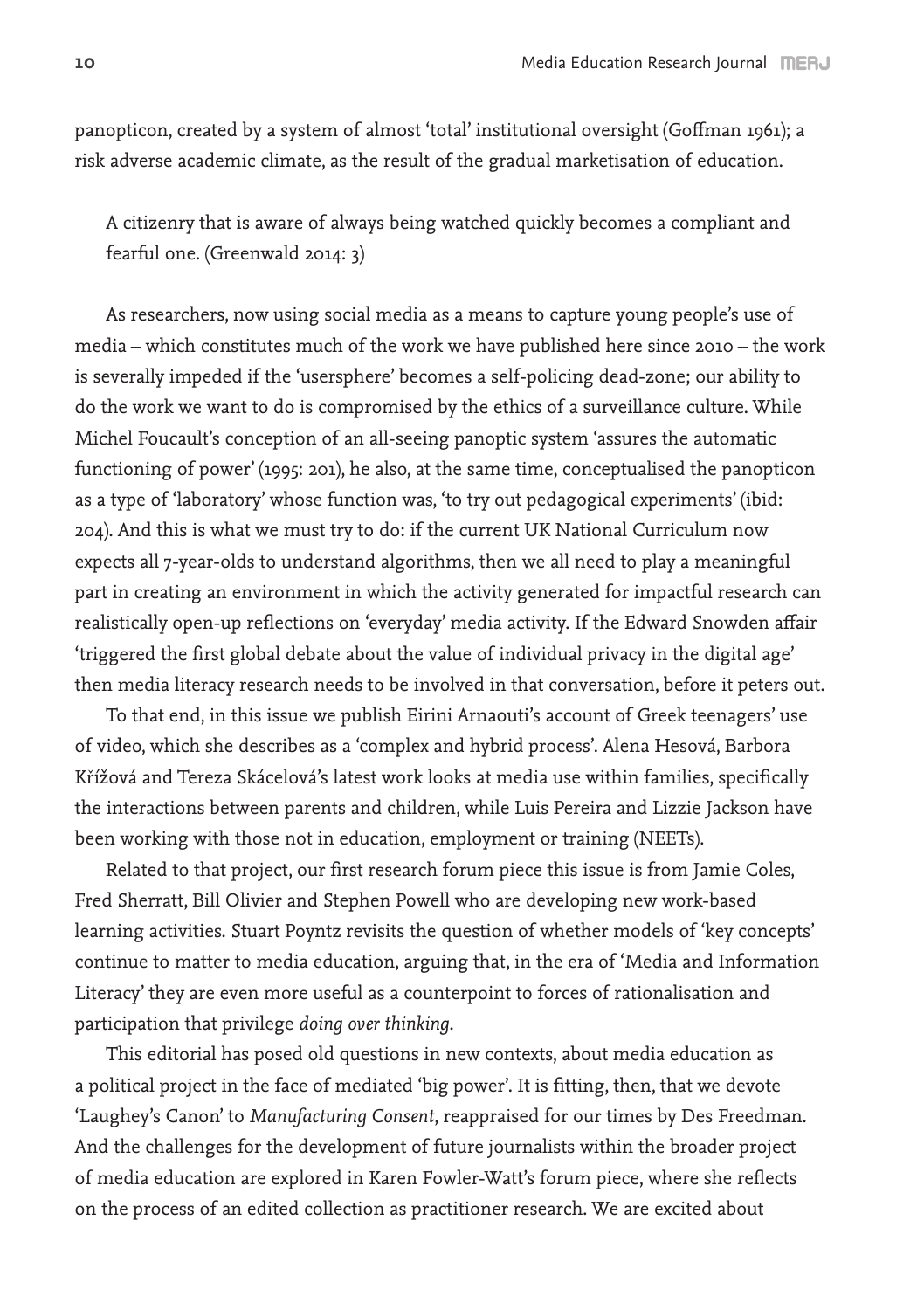panopticon, created by a system of almost 'total' institutional oversight (Goffman 1961); a risk adverse academic climate, as the result of the gradual marketisation of education.

> A citizenry that is aware of always being watched quickly becomes a compliant and fearful one. (Greenwald 2014: 3)

As researchers, now using social media as a means to capture young people's use of media – which constitutes much of the work we have published here since 2010 – the work is severally impeded if the 'usersphere' becomes a self-policing dead-zone; our ability to do the work we want to do is compromised by the ethics of a surveillance culture. While Michel Foucault's conception of an all-seeing panoptic system 'assures the automatic functioning of power' (1995: 201), he also, at the same time, conceptualised the panopticon as a type of 'laboratory' whose function was, 'to try out pedagogical experiments' (ibid: 204). And this is what we must try to do: if the current UK National Curriculum now expects all 7-year-olds to understand algorithms, then we all need to play a meaningful part in creating an environment in which the activity generated for impactful research can realistically open-up reflections on 'everyday' media activity. If the Edward Snowden affair 'triggered the first global debate about the value of individual privacy in the digital age' then media literacy research needs to be involved in that conversation, before it peters out.

To that end, in this issue we publish Eirini Arnaouti's account of Greek teenagers' use of video, which she describes as a 'complex and hybrid process'. Alena Hesová, Barbora Křížová and Tereza Skácelová's latest work looks at media use within families, specifically the interactions between parents and children, while Luis Pereira and Lizzie Jackson have been working with those not in education, employment or training (NEETs).

Related to that project, our first research forum piece this issue is from Jamie Coles, Fred Sherratt, Bill Olivier and Stephen Powell who are developing new work-based learning activities. Stuart Poyntz revisits the question of whether models of 'key concepts' continue to matter to media education, arguing that, in the era of 'Media and Information Literacy' they are even more useful as a counterpoint to forces of rationalisation and participation that privilege *doing over thinking*.

This editorial has posed old questions in new contexts, about media education as a political project in the face of mediated 'big power'. It is fitting, then, that we devote 'Laughey's Canon' to *Manufacturing Consent*, reappraised for our times by Des Freedman. And the challenges for the development of future journalists within the broader project of media education are explored in Karen Fowler-Watt's forum piece, where she reflects on the process of an edited collection as practitioner research. We are excited about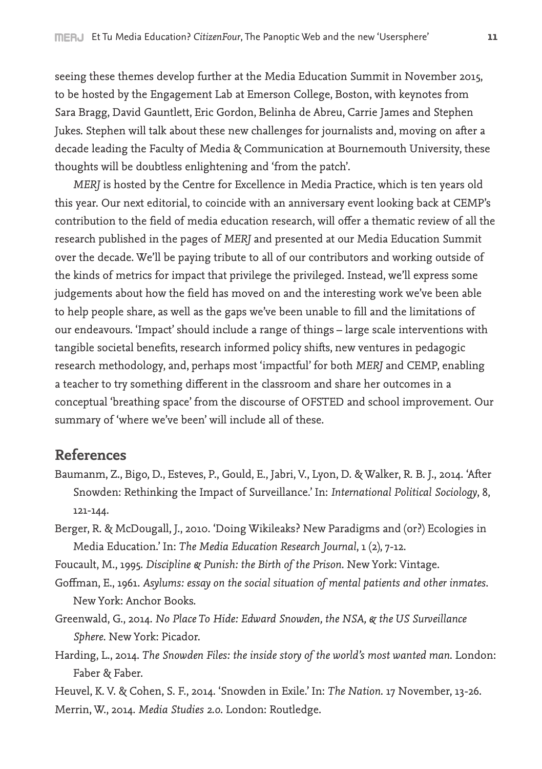seeing these themes develop further at the Media Education Summit in November 2015, to be hosted by the Engagement Lab at Emerson College, Boston, with keynotes from Sara Bragg, David Gauntlett, Eric Gordon, Belinha de Abreu, Carrie James and Stephen Jukes. Stephen will talk about these new challenges for journalists and, moving on after a decade leading the Faculty of Media & Communication at Bournemouth University, these thoughts will be doubtless enlightening and 'from the patch'.

*MERJ* is hosted by the Centre for Excellence in Media Practice, which is ten years old this year. Our next editorial, to coincide with an anniversary event looking back at CEMP's contribution to the field of media education research, will offer a thematic review of all the research published in the pages of *MERJ* and presented at our Media Education Summit over the decade. We'll be paying tribute to all of our contributors and working outside of the kinds of metrics for impact that privilege the privileged. Instead, we'll express some judgements about how the field has moved on and the interesting work we've been able to help people share, as well as the gaps we've been unable to fill and the limitations of our endeavours. 'Impact' should include a range of things – large scale interventions with tangible societal benefits, research informed policy shifts, new ventures in pedagogic research methodology, and, perhaps most 'impactful' for both *MERJ* and CEMP, enabling a teacher to try something different in the classroom and share her outcomes in a conceptual 'breathing space' from the discourse of OFSTED and school improvement. Our summary of 'where we've been' will include all of these.

## References

Baumanm, Z., Bigo, D., Esteves, P., Gould, E., Jabri, V., Lyon, D. & Walker, R. B. J., 2014. 'After Snowden: Rethinking the Impact of Surveillance.' In: *International Political Sociology*, 8, 121-144.

Berger, R. & McDougall, J., 2010. 'Doing Wikileaks? New Paradigms and (or?) Ecologies in Media Education.' In: *The Media Education Research Journal*, 1 (2), 7-12.

Foucault, M., 1995. *Discipline & Punish: the Birth of the Prison*. New York: Vintage.

Goffman, E., 1961. *Asylums: essay on the social situation of mental patients and other inmates*. New York: Anchor Books.

Greenwald, G., 2014. *No Place To Hide: Edward Snowden, the NSA, & the US Surveillance Sphere*. New York: Picador.

Harding, L., 2014. *The Snowden Files: the inside story of the world's most wanted man*. London: Faber & Faber.

Heuvel, K. V. & Cohen, S. F., 2014. 'Snowden in Exile.' In: *The Nation*. 17 November, 13-26.

Merrin, W., 2014. *Media Studies 2.0*. London: Routledge.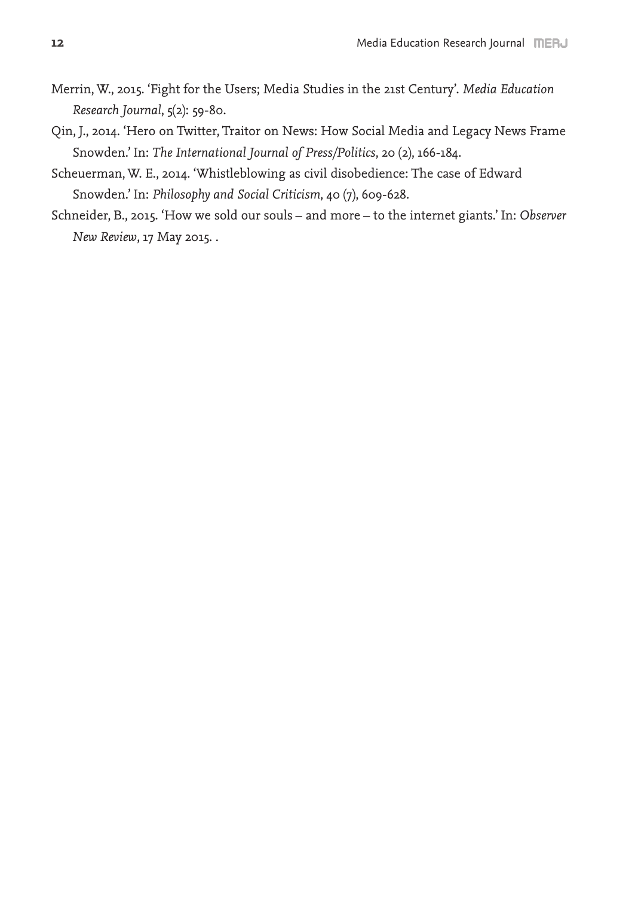Merrin, W., 2015. 'Fight for the Users; Media Studies in the 21st Century'. *Media Education Research Journal*, 5(2): 59-80.

Qin, J., 2014. 'Hero on Twitter, Traitor on News: How Social Media and Legacy News Frame Snowden.' In: *The International Journal of Press/Politics*, 20 (2), 166-184.

Scheuerman, W. E., 2014. 'Whistleblowing as civil disobedience: The case of Edward Snowden.' In: *Philosophy and Social Criticism*, 40 (7), 609-628.

Schneider, B., 2015. 'How we sold our souls – and more – to the internet giants.' In: *Observer New Review*, 17 May 2015. .